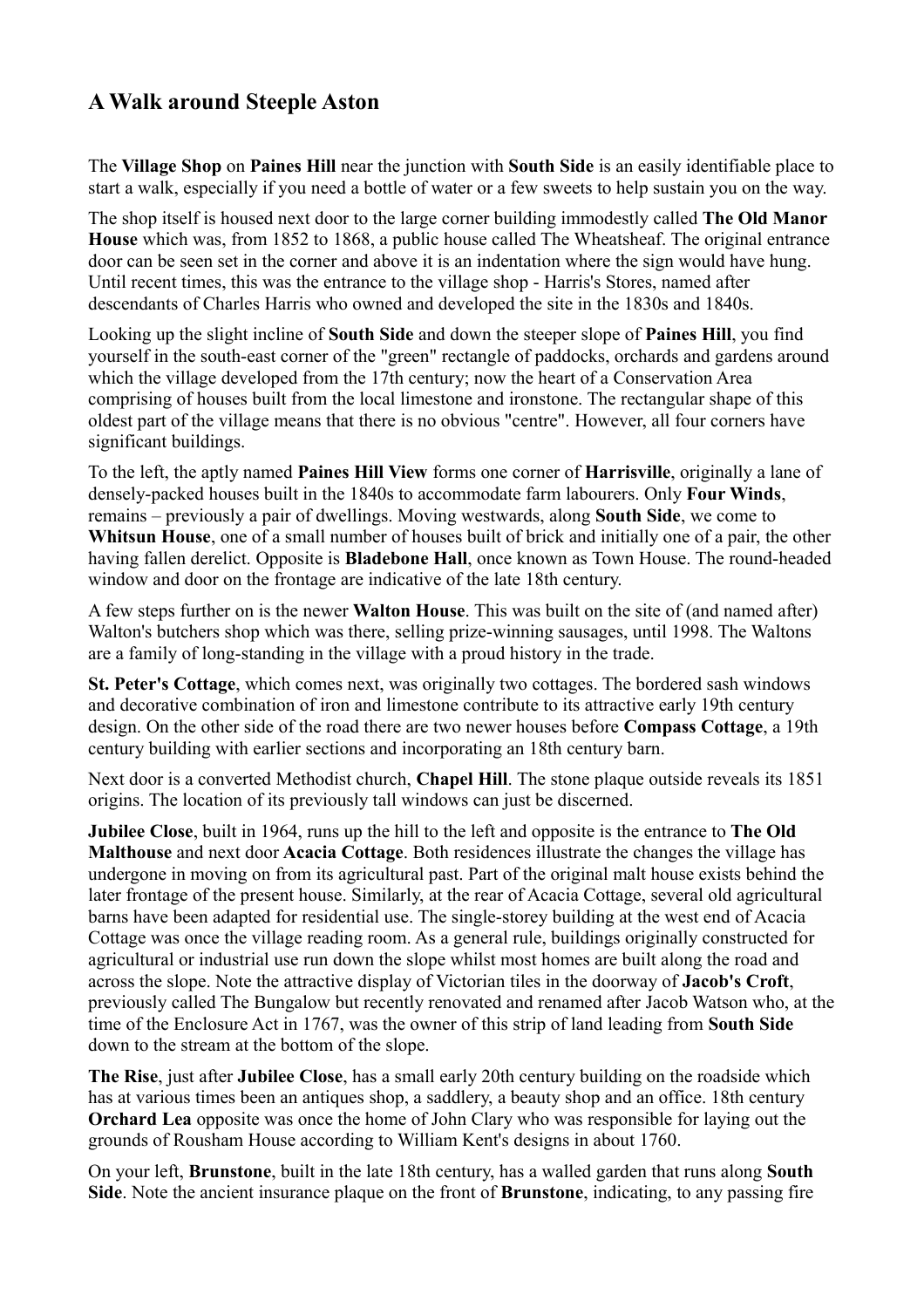## A Walk around Steeple Aston

The **Village Shop** on **Paines Hill** near the junction with **South Side** is an easily identifiable place to start a walk, especially if you need a bottle of water or a few sweets to help sustain you on the way.

The shop itself is housed next door to the large corner building immodestly called **The Old Manor House** which was, from 1852 to 1868, a public house called The Wheatsheaf. The original entrance door can be seen set in the corner and above it is an indentation where the sign would have hung. Until recent times, this was the entrance to the village shop - Harris's Stores, named after descendants of Charles Harris who owned and developed the site in the 1830s and 1840s.

Looking up the slight incline of **South Side** and down the steeper slope of **Paines Hill**, you find yourself in the south-east corner of the "green" rectangle of paddocks, orchards and gardens around which the village developed from the 17th century; now the heart of a Conservation Area comprising of houses built from the local limestone and ironstone. The rectangular shape of this oldest part of the village means that there is no obvious "centre". However, all four corners have significant buildings.

To the left, the aptly named **Paines Hill View** forms one corner of **Harrisville**, originally a lane of densely-packed houses built in the 1840s to accommodate farm labourers. Only **Four Winds**, remains – previously a pair of dwellings. Moving westwards, along **South Side**, we come to **Whitsun House**, one of a small number of houses built of brick and initially one of a pair, the other having fallen derelict. Opposite is **Bladebone Hall**, once known as Town House. The round-headed window and door on the frontage are indicative of the late 18th century.

A few steps further on is the newer **Walton House**. This was built on the site of (and named after) Walton's butchers shop which was there, selling prize-winning sausages, until 1998. The Waltons are a family of long-standing in the village with a proud history in the trade.

**St. Peter's Cottage**, which comes next, was originally two cottages. The bordered sash windows and decorative combination of iron and limestone contribute to its attractive early 19th century design. On the other side of the road there are two newer houses before **Compass Cottage**, a 19th century building with earlier sections and incorporating an 18th century barn.

Next door is a converted Methodist church, **Chapel Hill**. The stone plaque outside reveals its 1851 origins. The location of its previously tall windows can just be discerned.

**Jubilee Close**, built in 1964, runs up the hill to the left and opposite is the entrance to **The Old Malthouse** and next door **Acacia Cottage**. Both residences illustrate the changes the village has undergone in moving on from its agricultural past. Part of the original malt house exists behind the later frontage of the present house. Similarly, at the rear of Acacia Cottage, several old agricultural barns have been adapted for residential use. The single-storey building at the west end of Acacia Cottage was once the village reading room. As a general rule, buildings originally constructed for agricultural or industrial use run down the slope whilst most homes are built along the road and across the slope. Note the attractive display of Victorian tiles in the doorway of **Jacob's Croft**, previously called The Bungalow but recently renovated and renamed after Jacob Watson who, at the time of the Enclosure Act in 1767, was the owner of this strip of land leading from **South Side** down to the stream at the bottom of the slope.

**The Rise**, just after **Jubilee Close**, has a small early 20th century building on the roadside which has at various times been an antiques shop, a saddlery, a beauty shop and an office. 18th century **Orchard Lea** opposite was once the home of John Clary who was responsible for laying out the grounds of Rousham House according to William Kent's designs in about 1760.

On your left, **Brunstone**, built in the late 18th century, has a walled garden that runs along **South Side**. Note the ancient insurance plaque on the front of **Brunstone**, indicating, to any passing fire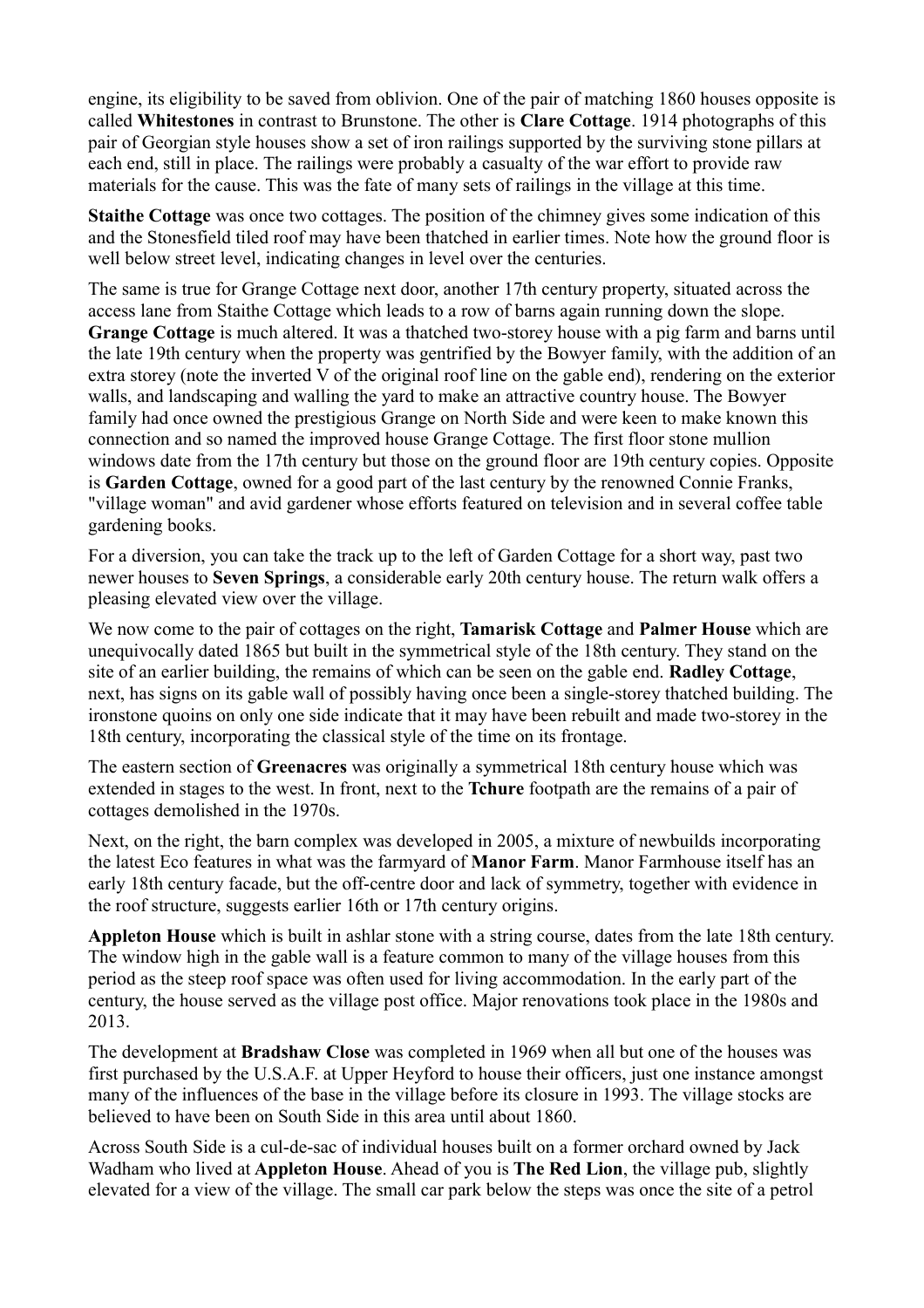engine, its eligibility to be saved from oblivion. One of the pair of matching 1860 houses opposite is called **Whitestones** in contrast to Brunstone. The other is **Clare Cottage**. 1914 photographs of this pair of Georgian style houses show a set of iron railings supported by the surviving stone pillars at each end, still in place. The railings were probably a casualty of the war effort to provide raw materials for the cause. This was the fate of many sets of railings in the village at this time.

**Staithe Cottage** was once two cottages. The position of the chimney gives some indication of this and the Stonesfield tiled roof may have been thatched in earlier times. Note how the ground floor is well below street level, indicating changes in level over the centuries.

The same is true for Grange Cottage next door, another 17th century property, situated across the access lane from Staithe Cottage which leads to a row of barns again running down the slope. **Grange Cottage** is much altered. It was a thatched two-storey house with a pig farm and barns until the late 19th century when the property was gentrified by the Bowyer family, with the addition of an extra storey (note the inverted V of the original roof line on the gable end), rendering on the exterior walls, and landscaping and walling the yard to make an attractive country house. The Bowyer family had once owned the prestigious Grange on North Side and were keen to make known this connection and so named the improved house Grange Cottage. The first floor stone mullion windows date from the 17th century but those on the ground floor are 19th century copies. Opposite is **Garden Cottage**, owned for a good part of the last century by the renowned Connie Franks, "village woman" and avid gardener whose efforts featured on television and in several coffee table gardening books.

For a diversion, you can take the track up to the left of Garden Cottage for a short way, past two newer houses to **Seven Springs**, a considerable early 20th century house. The return walk offers a pleasing elevated view over the village.

We now come to the pair of cottages on the right, **Tamarisk Cottage** and **Palmer House** which are unequivocally dated 1865 but built in the symmetrical style of the 18th century. They stand on the site of an earlier building, the remains of which can be seen on the gable end. **Radley Cottage**, next, has signs on its gable wall of possibly having once been a single-storey thatched building. The ironstone quoins on only one side indicate that it may have been rebuilt and made two-storey in the 18th century, incorporating the classical style of the time on its frontage.

The eastern section of **Greenacres** was originally a symmetrical 18th century house which was extended in stages to the west. In front, next to the **Tchure** footpath are the remains of a pair of cottages demolished in the 1970s.

Next, on the right, the barn complex was developed in 2005, a mixture of newbuilds incorporating the latest Eco features in what was the farmyard of **Manor Farm**. Manor Farmhouse itself has an early 18th century facade, but the off-centre door and lack of symmetry, together with evidence in the roof structure, suggests earlier 16th or 17th century origins.

**Appleton House** which is built in ashlar stone with a string course, dates from the late 18th century. The window high in the gable wall is a feature common to many of the village houses from this period as the steep roof space was often used for living accommodation. In the early part of the century, the house served as the village post office. Major renovations took place in the 1980s and 2013.

The development at **Bradshaw Close** was completed in 1969 when all but one of the houses was first purchased by the U.S.A.F. at Upper Heyford to house their officers, just one instance amongst many of the influences of the base in the village before its closure in 1993. The village stocks are believed to have been on South Side in this area until about 1860.

Across South Side is a cul-de-sac of individual houses built on a former orchard owned by Jack Wadham who lived at **Appleton House**. Ahead of you is **The Red Lion**, the village pub, slightly elevated for a view of the village. The small car park below the steps was once the site of a petrol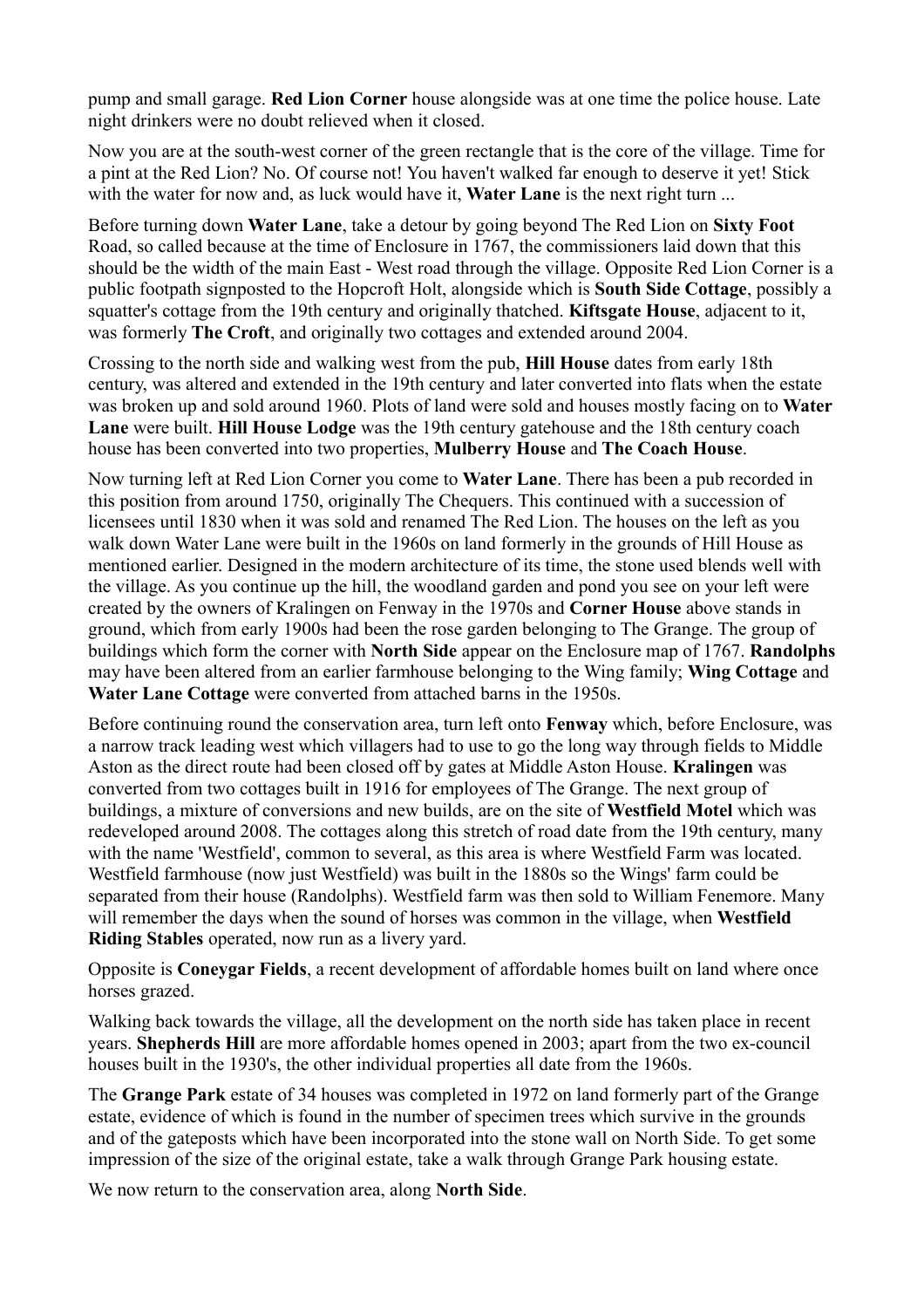pump and small garage. **Red Lion Corner** house alongside was at one time the police house. Late night drinkers were no doubt relieved when it closed.

Now you are at the south-west corner of the green rectangle that is the core of the village. Time for a pint at the Red Lion? No. Of course not! You haven't walked far enough to deserve it yet! Stick with the water for now and, as luck would have it, **Water Lane** is the next right turn ...

Before turning down **Water Lane**, take a detour by going beyond The Red Lion on **Sixty Foot** Road, so called because at the time of Enclosure in 1767, the commissioners laid down that this should be the width of the main East - West road through the village. Opposite Red Lion Corner is a public footpath signposted to the Hopcroft Holt, alongside which is **South Side Cottage**, possibly a squatter's cottage from the 19th century and originally thatched. **Kiftsgate House**, adjacent to it, was formerly **The Croft**, and originally two cottages and extended around 2004.

Crossing to the north side and walking west from the pub, **Hill House** dates from early 18th century, was altered and extended in the 19th century and later converted into flats when the estate was broken up and sold around 1960. Plots of land were sold and houses mostly facing on to **Water Lane** were built. **Hill House Lodge** was the 19th century gatehouse and the 18th century coach house has been converted into two properties, **Mulberry House** and **The Coach House**.

Now turning left at Red Lion Corner you come to **Water Lane**. There has been a pub recorded in this position from around 1750, originally The Chequers. This continued with a succession of licensees until 1830 when it was sold and renamed The Red Lion. The houses on the left as you walk down Water Lane were built in the 1960s on land formerly in the grounds of Hill House as mentioned earlier. Designed in the modern architecture of its time, the stone used blends well with the village. As you continue up the hill, the woodland garden and pond you see on your left were created by the owners of Kralingen on Fenway in the 1970s and **Corner House** above stands in ground, which from early 1900s had been the rose garden belonging to The Grange. The group of buildings which form the corner with **North Side** appear on the Enclosure map of 1767. **Randolphs** may have been altered from an earlier farmhouse belonging to the Wing family; **Wing Cottage** and **Water Lane Cottage** were converted from attached barns in the 1950s.

Before continuing round the conservation area, turn left onto **Fenway** which, before Enclosure, was a narrow track leading west which villagers had to use to go the long way through fields to Middle Aston as the direct route had been closed off by gates at Middle Aston House. **Kralingen** was converted from two cottages built in 1916 for employees of The Grange. The next group of buildings, a mixture of conversions and new builds, are on the site of **Westfield Motel** which was redeveloped around 2008. The cottages along this stretch of road date from the 19th century, many with the name 'Westfield', common to several, as this area is where Westfield Farm was located. Westfield farmhouse (now just Westfield) was built in the 1880s so the Wings' farm could be separated from their house (Randolphs). Westfield farm was then sold to William Fenemore. Many will remember the days when the sound of horses was common in the village, when **Westfield Riding Stables** operated, now run as a livery yard.

Opposite is **Coneygar Fields**, a recent development of affordable homes built on land where once horses grazed.

Walking back towards the village, all the development on the north side has taken place in recent years. **Shepherds Hill** are more affordable homes opened in 2003; apart from the two ex-council houses built in the 1930's, the other individual properties all date from the 1960s.

The **Grange Park** estate of 34 houses was completed in 1972 on land formerly part of the Grange estate, evidence of which is found in the number of specimen trees which survive in the grounds and of the gateposts which have been incorporated into the stone wall on North Side. To get some impression of the size of the original estate, take a walk through Grange Park housing estate.

We now return to the conservation area, along **North Side**.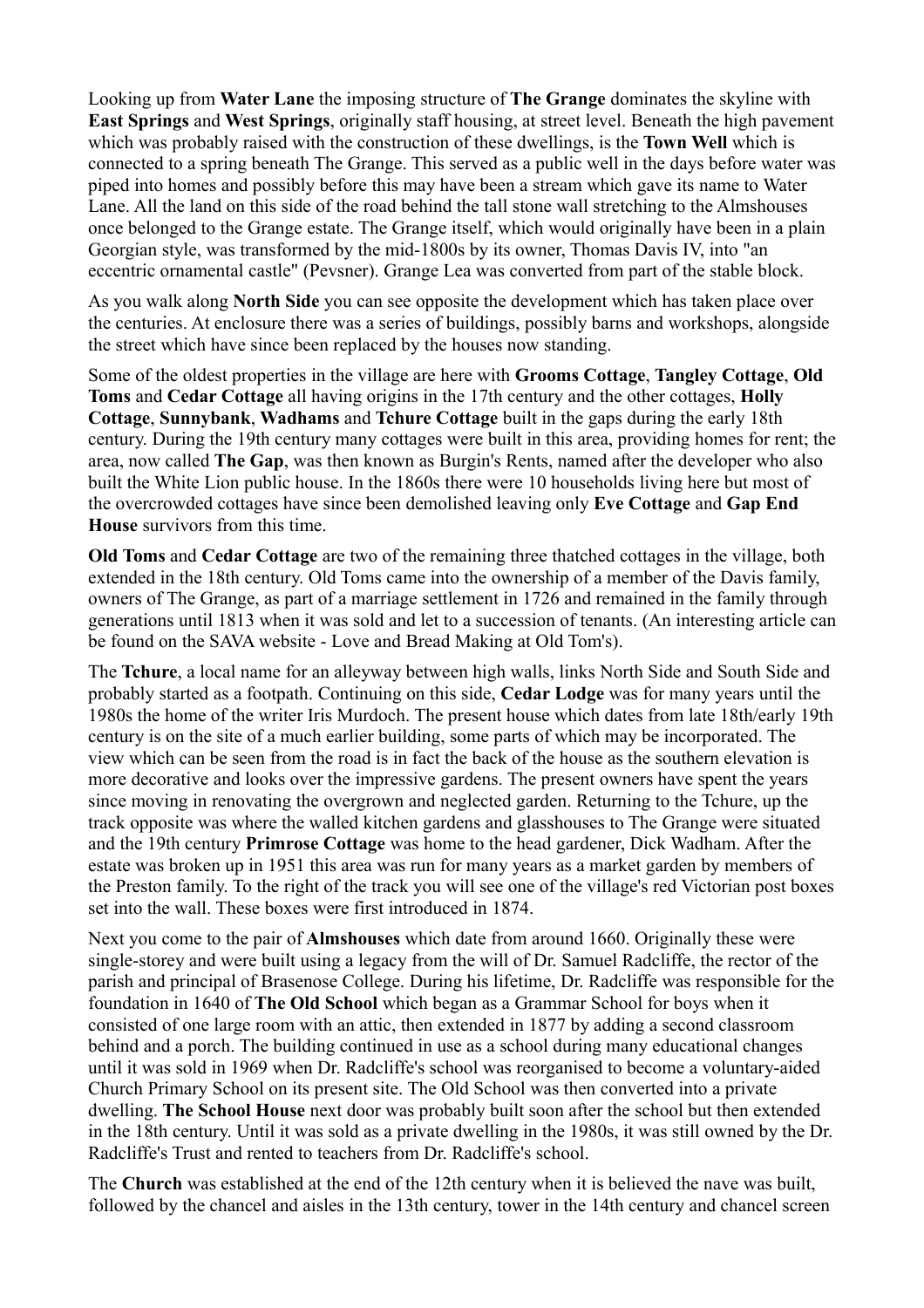Looking up from **Water Lane** the imposing structure of **The Grange** dominates the skyline with **East Springs** and **West Springs**, originally staff housing, at street level. Beneath the high pavement which was probably raised with the construction of these dwellings, is the **Town Well** which is connected to a spring beneath The Grange. This served as a public well in the days before water was piped into homes and possibly before this may have been a stream which gave its name to Water Lane. All the land on this side of the road behind the tall stone wall stretching to the Almshouses once belonged to the Grange estate. The Grange itself, which would originally have been in a plain Georgian style, was transformed by the mid-1800s by its owner, Thomas Davis IV, into "an eccentric ornamental castle" (Pevsner). Grange Lea was converted from part of the stable block.

As you walk along **North Side** you can see opposite the development which has taken place over the centuries. At enclosure there was a series of buildings, possibly barns and workshops, alongside the street which have since been replaced by the houses now standing.

Some of the oldest properties in the village are here with **Grooms Cottage**, **Tangley Cottage**, **Old Toms** and **Cedar Cottage** all having origins in the 17th century and the other cottages, **Holly Cottage**, **Sunnybank**, **Wadhams** and **Tchure Cottage** built in the gaps during the early 18th century. During the 19th century many cottages were built in this area, providing homes for rent; the area, now called **The Gap**, was then known as Burgin's Rents, named after the developer who also built the White Lion public house. In the 1860s there were 10 households living here but most of the overcrowded cottages have since been demolished leaving only **Eve Cottage** and **Gap End House** survivors from this time.

**Old Toms** and **Cedar Cottage** are two of the remaining three thatched cottages in the village, both extended in the 18th century. Old Toms came into the ownership of a member of the Davis family, owners of The Grange, as part of a marriage settlement in 1726 and remained in the family through generations until 1813 when it was sold and let to a succession of tenants. (An interesting article can be found on the SAVA website - Love and Bread Making at Old Tom's).

The **Tchure**, a local name for an alleyway between high walls, links North Side and South Side and probably started as a footpath. Continuing on this side, **Cedar Lodge** was for many years until the 1980s the home of the writer Iris Murdoch. The present house which dates from late 18th/early 19th century is on the site of a much earlier building, some parts of which may be incorporated. The view which can be seen from the road is in fact the back of the house as the southern elevation is more decorative and looks over the impressive gardens. The present owners have spent the years since moving in renovating the overgrown and neglected garden. Returning to the Tchure, up the track opposite was where the walled kitchen gardens and glasshouses to The Grange were situated and the 19th century **Primrose Cottage** was home to the head gardener, Dick Wadham. After the estate was broken up in 1951 this area was run for many years as a market garden by members of the Preston family. To the right of the track you will see one of the village's red Victorian post boxes set into the wall. These boxes were first introduced in 1874.

Next you come to the pair of **Almshouses** which date from around 1660. Originally these were single-storey and were built using a legacy from the will of Dr. Samuel Radcliffe, the rector of the parish and principal of Brasenose College. During his lifetime, Dr. Radcliffe was responsible for the foundation in 1640 of **The Old School** which began as a Grammar School for boys when it consisted of one large room with an attic, then extended in 1877 by adding a second classroom behind and a porch. The building continued in use as a school during many educational changes until it was sold in 1969 when Dr. Radcliffe's school was reorganised to become a voluntary-aided Church Primary School on its present site. The Old School was then converted into a private dwelling. **The School House** next door was probably built soon after the school but then extended in the 18th century. Until it was sold as a private dwelling in the 1980s, it was still owned by the Dr. Radcliffe's Trust and rented to teachers from Dr. Radcliffe's school.

The **Church** was established at the end of the 12th century when it is believed the nave was built, followed by the chancel and aisles in the 13th century, tower in the 14th century and chancel screen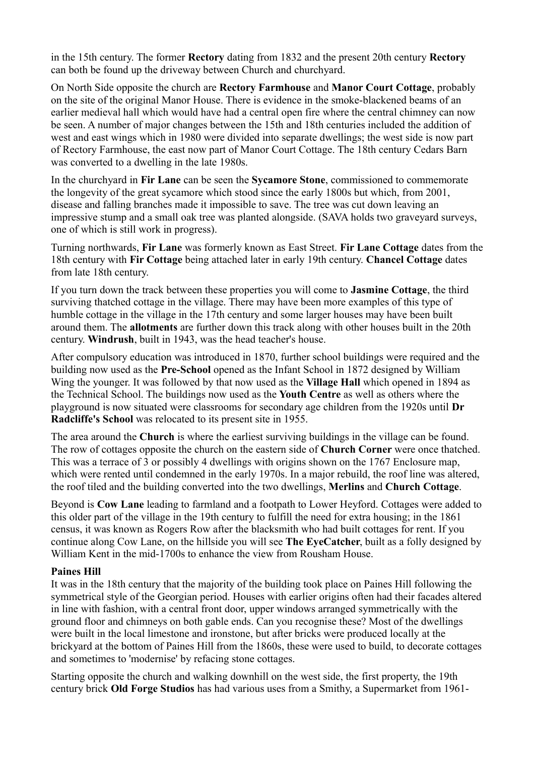in the 15th century. The former **Rectory** dating from 1832 and the present 20th century **Rectory** can both be found up the driveway between Church and churchyard.

On North Side opposite the church are **Rectory Farmhouse** and **Manor Court Cottage**, probably on the site of the original Manor House. There is evidence in the smoke-blackened beams of an earlier medieval hall which would have had a central open fire where the central chimney can now be seen. A number of major changes between the 15th and 18th centuries included the addition of west and east wings which in 1980 were divided into separate dwellings; the west side is now part of Rectory Farmhouse, the east now part of Manor Court Cottage. The 18th century Cedars Barn was converted to a dwelling in the late 1980s.

In the churchyard in **Fir Lane** can be seen the **Sycamore Stone**, commissioned to commemorate the longevity of the great sycamore which stood since the early 1800s but which, from 2001, disease and falling branches made it impossible to save. The tree was cut down leaving an impressive stump and a small oak tree was planted alongside. (SAVA holds two graveyard surveys, one of which is still work in progress).

Turning northwards, **Fir Lane** was formerly known as East Street. **Fir Lane Cottage** dates from the 18th century with **Fir Cottage** being attached later in early 19th century. **Chancel Cottage** dates from late 18th century.

If you turn down the track between these properties you will come to **Jasmine Cottage**, the third surviving thatched cottage in the village. There may have been more examples of this type of humble cottage in the village in the 17th century and some larger houses may have been built around them. The **allotments** are further down this track along with other houses built in the 20th century. **Windrush**, built in 1943, was the head teacher's house.

After compulsory education was introduced in 1870, further school buildings were required and the building now used as the **Pre-School** opened as the Infant School in 1872 designed by William Wing the younger. It was followed by that now used as the **Village Hall** which opened in 1894 as the Technical School. The buildings now used as the **Youth Centre** as well as others where the playground is now situated were classrooms for secondary age children from the 1920s until **Dr Radcliffe's School** was relocated to its present site in 1955.

The area around the **Church** is where the earliest surviving buildings in the village can be found. The row of cottages opposite the church on the eastern side of **Church Corner** were once thatched. This was a terrace of 3 or possibly 4 dwellings with origins shown on the 1767 Enclosure map, which were rented until condemned in the early 1970s. In a major rebuild, the roof line was altered, the roof tiled and the building converted into the two dwellings, **Merlins** and **Church Cottage**.

Beyond is **Cow Lane** leading to farmland and a footpath to Lower Heyford. Cottages were added to this older part of the village in the 19th century to fulfill the need for extra housing; in the 1861 census, it was known as Rogers Row after the blacksmith who had built cottages for rent. If you continue along Cow Lane, on the hillside you will see **The EyeCatcher**, built as a folly designed by William Kent in the mid-1700s to enhance the view from Rousham House.

**Paines Hill**

It was in the 18th century that the majority of the building took place on Paines Hill following the symmetrical style of the Georgian period. Houses with earlier origins often had their facades altered in line with fashion, with a central front door, upper windows arranged symmetrically with the ground floor and chimneys on both gable ends. Can you recognise these? Most of the dwellings were built in the local limestone and ironstone, but after bricks were produced locally at the brickyard at the bottom of Paines Hill from the 1860s, these were used to build, to decorate cottages and sometimes to 'modernise' by refacing stone cottages.

Starting opposite the church and walking downhill on the west side, the first property, the 19th century brick **Old Forge Studios** has had various uses from a Smithy, a Supermarket from 1961-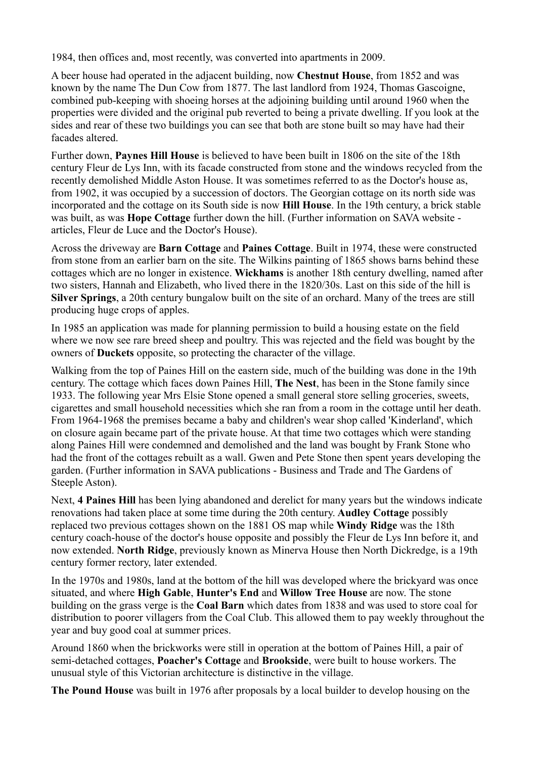1984, then offices and, most recently, was converted into apartments in 2009.

A beer house had operated in the adjacent building, now **Chestnut House**, from 1852 and was known by the name The Dun Cow from 1877. The last landlord from 1924, Thomas Gascoigne, combined pub-keeping with shoeing horses at the adjoining building until around 1960 when the properties were divided and the original pub reverted to being a private dwelling. If you look at the sides and rear of these two buildings you can see that both are stone built so may have had their facades altered.

Further down, **Paynes Hill House** is believed to have been built in 1806 on the site of the 18th century Fleur de Lys Inn, with its facade constructed from stone and the windows recycled from the recently demolished Middle Aston House. It was sometimes referred to as the Doctor's house as, from 1902, it was occupied by a succession of doctors. The Georgian cottage on its north side was incorporated and the cottage on its South side is now **Hill House**. In the 19th century, a brick stable was built, as was **Hope Cottage** further down the hill. (Further information on SAVA website - articles, Fleur de Luce and the Doctor's House).

Across the driveway are **Barn Cottage** and **Paines Cottage**. Built in 1974, these were constructed from stone from an earlier barn on the site. The Wilkins painting of 1865 shows barns behind these cottages which are no longer in existence. **Wickhams** is another 18th century dwelling, named after two sisters, Hannah and Elizabeth, who lived there in the 1820/30s. Last on this side of the hill is **Silver Springs**, a 20th century bungalow built on the site of an orchard. Many of the trees are still producing huge crops of apples.

In 1985 an application was made for planning permission to build a housing estate on the field where we now see rare breed sheep and poultry. This was rejected and the field was bought by the owners of **Duckets** opposite, so protecting the character of the village.

Walking from the top of Paines Hill on the eastern side, much of the building was done in the 19th century. The cottage which faces down Paines Hill, **The Nest**, has been in the Stone family since 1933. The following year Mrs Elsie Stone opened a small general store selling groceries, sweets, cigarettes and small household necessities which she ran from a room in the cottage until her death. From 1964-1968 the premises became a baby and children's wear shop called 'Kinderland', which on closure again became part of the private house. At that time two cottages which were standing along Paines Hill were condemned and demolished and the land was bought by Frank Stone who had the front of the cottages rebuilt as a wall. Gwen and Pete Stone then spent years developing the garden. (Further information in SAVA publications - Business and Trade and The Gardens of Steeple Aston).

Next, **4 Paines Hill** has been lying abandoned and derelict for many years but the windows indicate renovations had taken place at some time during the 20th century. **Audley Cottage** possibly replaced two previous cottages shown on the 1881 OS map while **Windy Ridge** was the 18th century coach-house of the doctor's house opposite and possibly the Fleur de Lys Inn before it, and now extended. **North Ridge**, previously known as Minerva House then North Dickredge, is a 19th century former rectory, later extended.

In the 1970s and 1980s, land at the bottom of the hill was developed where the brickyard was once situated, and where **High Gable**, **Hunter's End** and **Willow Tree House** are now. The stone building on the grass verge is the **Coal Barn** which dates from 1838 and was used to store coal for distribution to poorer villagers from the Coal Club. This allowed them to pay weekly throughout the year and buy good coal at summer prices.

Around 1860 when the brickworks were still in operation at the bottom of Paines Hill, a pair of semi-detached cottages, **Poacher's Cottage** and **Brookside**, were built to house workers. The unusual style of this Victorian architecture is distinctive in the village.

**The Pound House** was built in 1976 after proposals by a local builder to develop housing on the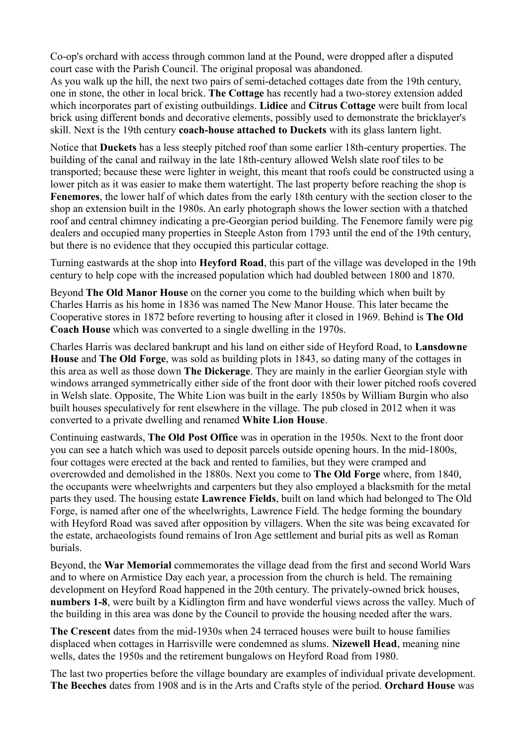Co-op's orchard with access through common land at the Pound, were dropped after a disputed court case with the Parish Council. The original proposal was abandoned.
As you walk up the hill, the next two pairs of semi-detached cottages date from the 19th century, one in stone, the other in local brick. **The Cottage** has recently had a two-storey extension added which incorporates part of existing outbuildings. **Lidice** and **Citrus Cottage** were built from local brick using different bonds and decorative elements, possibly used to demonstrate the bricklayer's skill. Next is the 19th century **coach-house attached to Duckets** with its glass lantern light.

Notice that **Duckets** has a less steeply pitched roof than some earlier 18th-century properties. The building of the canal and railway in the late 18th-century allowed Welsh slate roof tiles to be transported; because these were lighter in weight, this meant that roofs could be constructed using a lower pitch as it was easier to make them watertight. The last property before reaching the shop is **Fenemores**, the lower half of which dates from the early 18th century with the section closer to the shop an extension built in the 1980s. An early photograph shows the lower section with a thatched roof and central chimney indicating a pre-Georgian period building. The Fenemore family were pig dealers and occupied many properties in Steeple Aston from 1793 until the end of the 19th century, but there is no evidence that they occupied this particular cottage.

Turning eastwards at the shop into **Heyford Road**, this part of the village was developed in the 19th century to help cope with the increased population which had doubled between 1800 and 1870.

Beyond **The Old Manor House** on the corner you come to the building which when built by Charles Harris as his home in 1836 was named The New Manor House. This later became the Cooperative stores in 1872 before reverting to housing after it closed in 1969. Behind is **The Old Coach House** which was converted to a single dwelling in the 1970s.

Charles Harris was declared bankrupt and his land on either side of Heyford Road, to **Lansdowne House** and **The Old Forge**, was sold as building plots in 1843, so dating many of the cottages in this area as well as those down **The Dickerage**. They are mainly in the earlier Georgian style with windows arranged symmetrically either side of the front door with their lower pitched roofs covered in Welsh slate. Opposite, The White Lion was built in the early 1850s by William Burgin who also built houses speculatively for rent elsewhere in the village. The pub closed in 2012 when it was converted to a private dwelling and renamed **White Lion House**.

Continuing eastwards, **The Old Post Office** was in operation in the 1950s. Next to the front door you can see a hatch which was used to deposit parcels outside opening hours. In the mid-1800s, four cottages were erected at the back and rented to families, but they were cramped and overcrowded and demolished in the 1880s. Next you come to **The Old Forge** where, from 1840, the occupants were wheelwrights and carpenters but they also employed a blacksmith for the metal parts they used. The housing estate **Lawrence Fields**, built on land which had belonged to The Old Forge, is named after one of the wheelwrights, Lawrence Field. The hedge forming the boundary with Heyford Road was saved after opposition by villagers. When the site was being excavated for the estate, archaeologists found remains of Iron Age settlement and burial pits as well as Roman burials.

Beyond, the **War Memorial** commemorates the village dead from the first and second World Wars and to where on Armistice Day each year, a procession from the church is held. The remaining development on Heyford Road happened in the 20th century. The privately-owned brick houses, **numbers 1-8**, were built by a Kidlington firm and have wonderful views across the valley. Much of the building in this area was done by the Council to provide the housing needed after the wars.

**The Crescent** dates from the mid-1930s when 24 terraced houses were built to house families displaced when cottages in Harrisville were condemned as slums. **Nizewell Head**, meaning nine wells, dates the 1950s and the retirement bungalows on Heyford Road from 1980.

The last two properties before the village boundary are examples of individual private development. **The Beeches** dates from 1908 and is in the Arts and Crafts style of the period. **Orchard House** was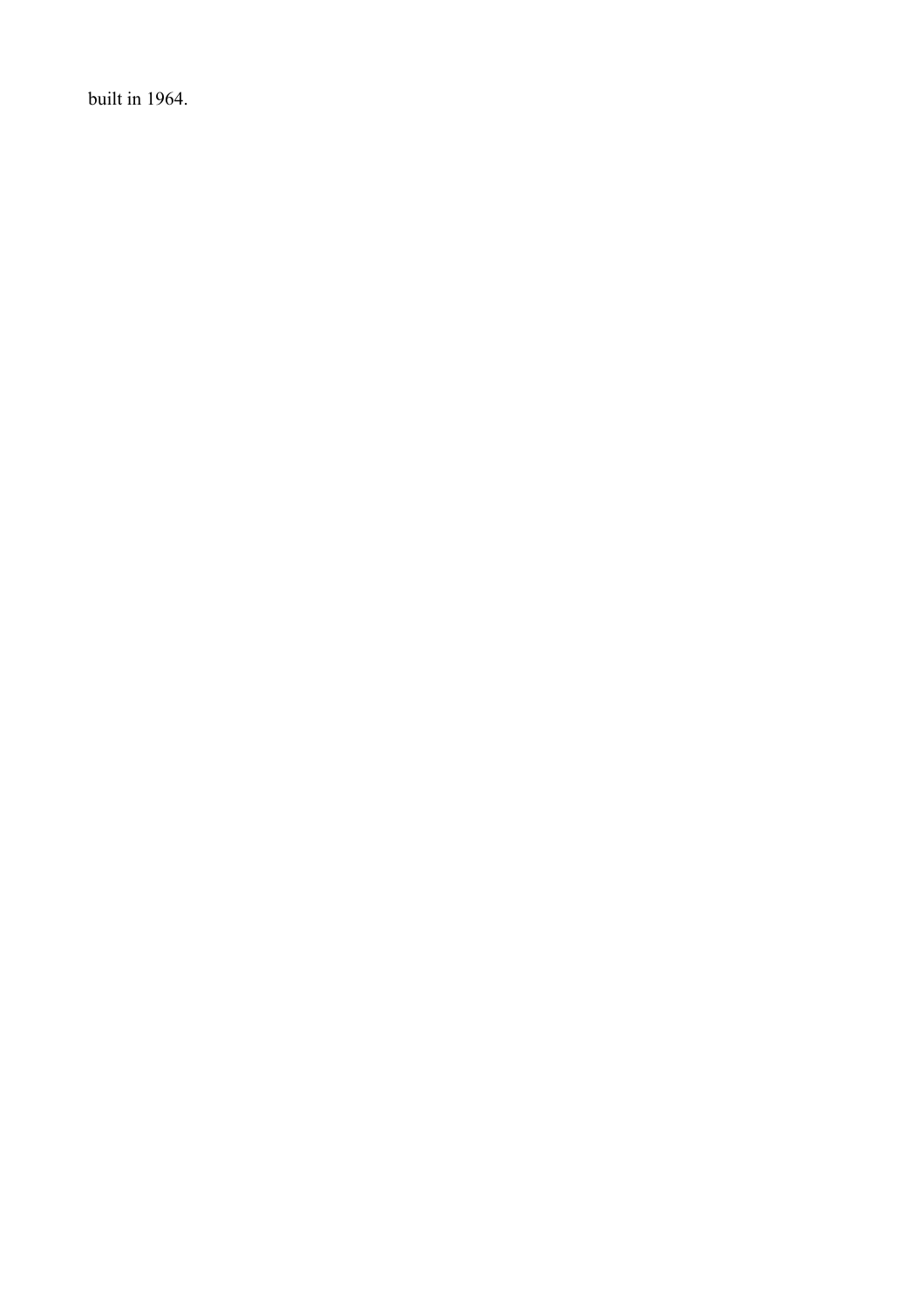built in 1964.